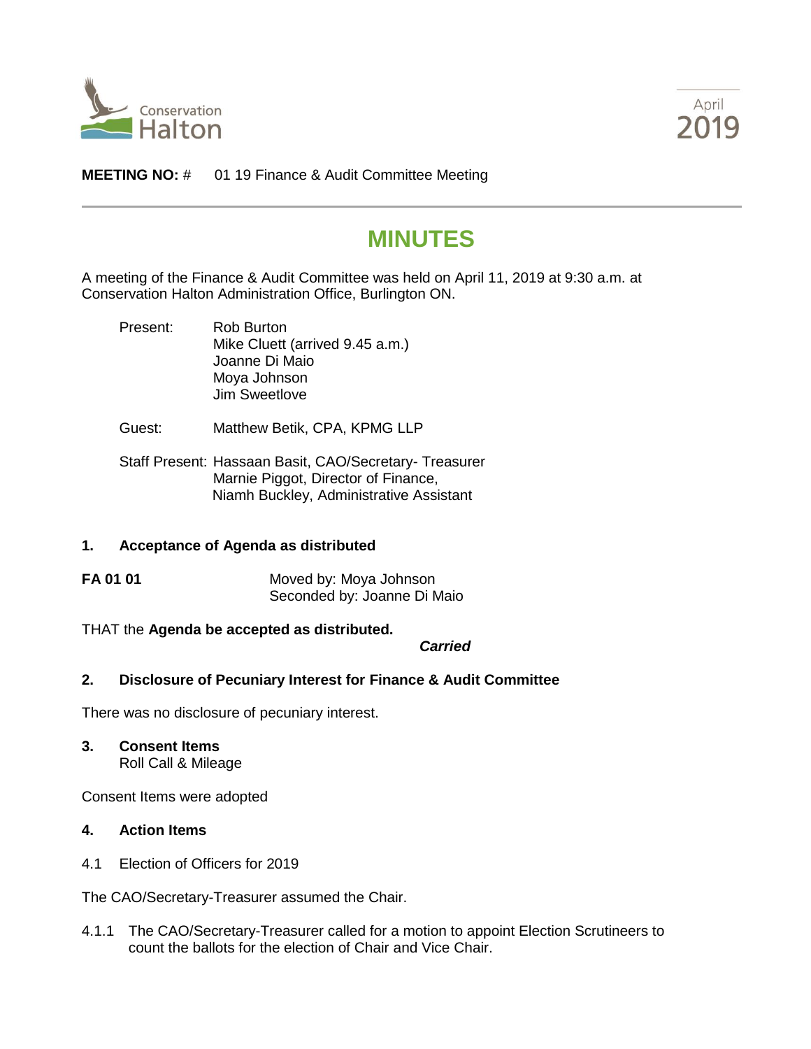Conservation Halton

April 2019

**MEETING NO:** # 01 19 Finance & Audit Committee Meeting

# MINUTES

A meeting of the Finance & Audit Committee was held on April 11, 2019 at 9:30 a.m. at Conservation Halton Administration Office, Burlington ON.

Present: Rob Burton
Mike Cluett (arrived 9.45 a.m.)
Joanne Di Maio
Moya Johnson
Jim Sweetlove

Guest: Matthew Betik, CPA, KPMG LLP

Staff Present: Hassaan Basit, CAO/Secretary- Treasurer
Marnie Piggot, Director of Finance,
Niamh Buckley, Administrative Assistant

### 1. Acceptance of Agenda as distributed

**FA 01 01** Moved by: Moya Johnson
Seconded by: Joanne Di Maio

THAT the **Agenda be accepted as distributed.**

***Carried***

### 2. Disclosure of Pecuniary Interest for Finance & Audit Committee

There was no disclosure of pecuniary interest.

### 3. Consent Items

Roll Call & Mileage

Consent Items were adopted

### 4. Action Items

4.1 Election of Officers for 2019

The CAO/Secretary-Treasurer assumed the Chair.

4.1.1 The CAO/Secretary-Treasurer called for a motion to appoint Election Scrutineers to count the ballots for the election of Chair and Vice Chair.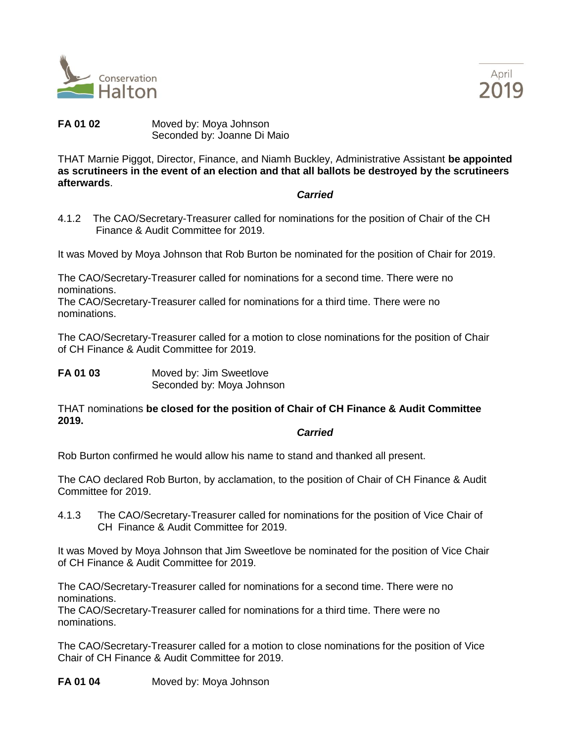**FA 01 02** Moved by: Moya Johnson
Seconded by: Joanne Di Maio

THAT Marnie Piggot, Director, Finance, and Niamh Buckley, Administrative Assistant **be appointed as scrutineers in the event of an election and that all ballots be destroyed by the scrutineers afterwards**.

***Carried***

4.1.2 The CAO/Secretary-Treasurer called for nominations for the position of Chair of the CH Finance & Audit Committee for 2019.

It was Moved by Moya Johnson that Rob Burton be nominated for the position of Chair for 2019.

The CAO/Secretary-Treasurer called for nominations for a second time. There were no nominations.
The CAO/Secretary-Treasurer called for nominations for a third time. There were no nominations.

The CAO/Secretary-Treasurer called for a motion to close nominations for the position of Chair of CH Finance & Audit Committee for 2019.

**FA 01 03** Moved by: Jim Sweetlove
Seconded by: Moya Johnson

THAT nominations **be closed for the position of Chair of CH Finance & Audit Committee 2019.**

***Carried***

Rob Burton confirmed he would allow his name to stand and thanked all present.

The CAO declared Rob Burton, by acclamation, to the position of Chair of CH Finance & Audit Committee for 2019.

4.1.3 The CAO/Secretary-Treasurer called for nominations for the position of Vice Chair of CH Finance & Audit Committee for 2019.

It was Moved by Moya Johnson that Jim Sweetlove be nominated for the position of Vice Chair of CH Finance & Audit Committee for 2019.

The CAO/Secretary-Treasurer called for nominations for a second time. There were no nominations.
The CAO/Secretary-Treasurer called for nominations for a third time. There were no nominations.

The CAO/Secretary-Treasurer called for a motion to close nominations for the position of Vice Chair of CH Finance & Audit Committee for 2019.

**FA 01 04** Moved by: Moya Johnson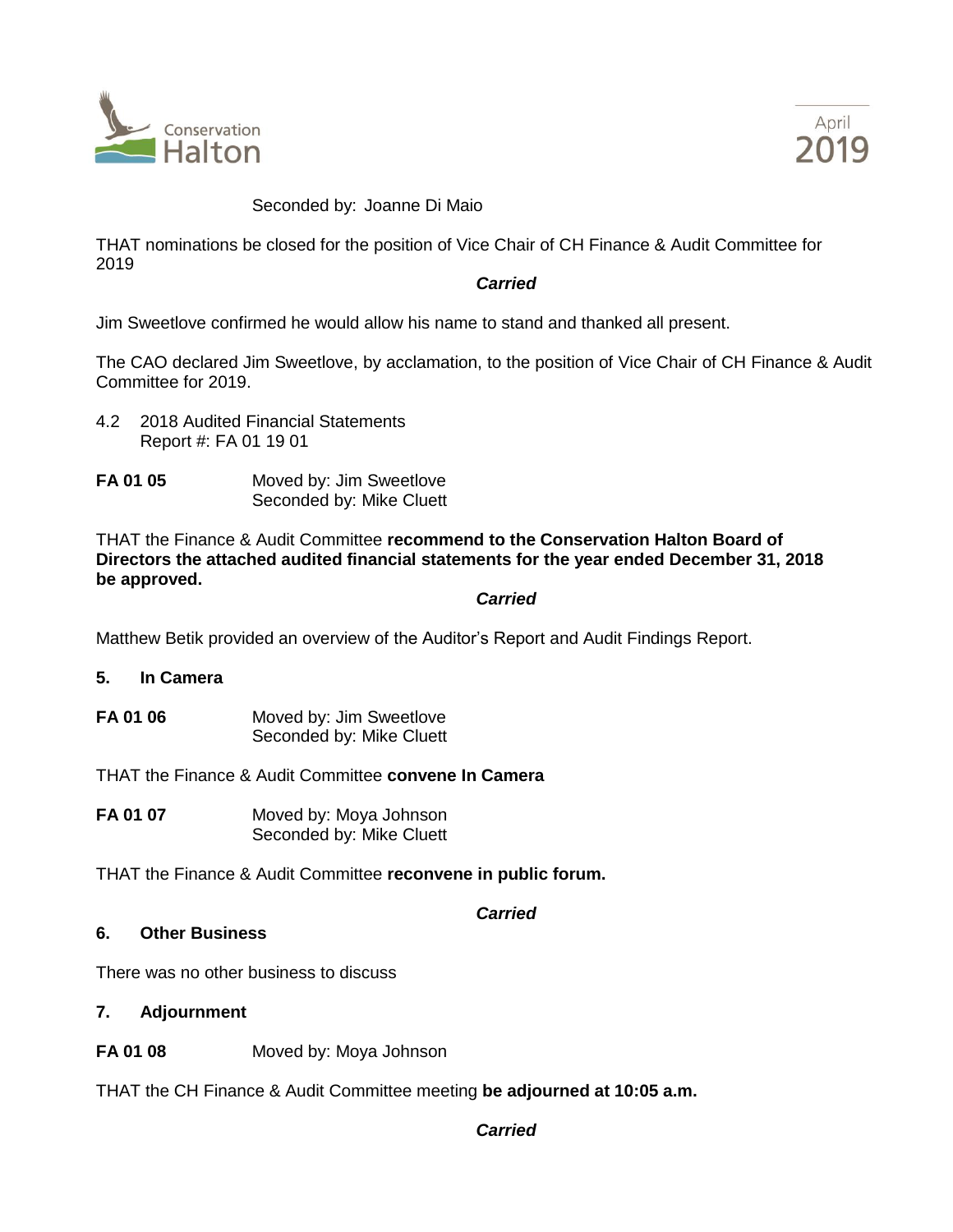Seconded by: Joanne Di Maio

THAT nominations be closed for the position of Vice Chair of CH Finance & Audit Committee for 2019

***Carried***

Jim Sweetlove confirmed he would allow his name to stand and thanked all present.

The CAO declared Jim Sweetlove, by acclamation, to the position of Vice Chair of CH Finance & Audit Committee for 2019.

4.2 2018 Audited Financial Statements
Report #: FA 01 19 01

**FA 01 05** Moved by: Jim Sweetlove
Seconded by: Mike Cluett

THAT the Finance & Audit Committee **recommend to the Conservation Halton Board of Directors the attached audited financial statements for the year ended December 31, 2018 be approved.**

***Carried***

Matthew Betik provided an overview of the Auditor's Report and Audit Findings Report.

**5. In Camera**

**FA 01 06** Moved by: Jim Sweetlove
Seconded by: Mike Cluett

THAT the Finance & Audit Committee **convene In Camera**

**FA 01 07** Moved by: Moya Johnson
Seconded by: Mike Cluett

THAT the Finance & Audit Committee **reconvene in public forum.**

***Carried***

**6. Other Business**

There was no other business to discuss

**7. Adjournment**

**FA 01 08** Moved by: Moya Johnson

THAT the CH Finance & Audit Committee meeting **be adjourned at 10:05 a.m.**

***Carried***